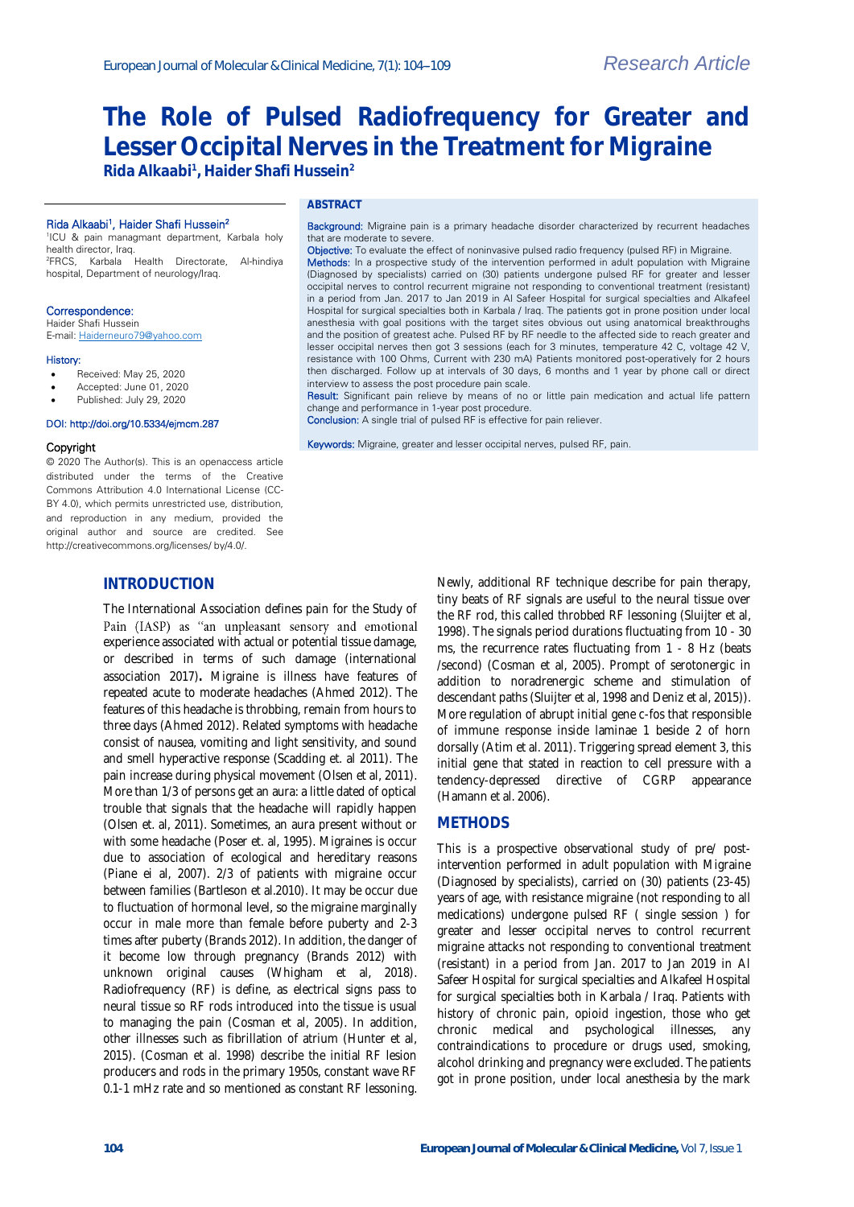Research Article

# The Role of Pulsed Radiofrequency for Greater and Lesser Occipital Nerves in the Treatment for Migraine

**Rida Alkaabi[1], Haider Shafi Hussein[2]**

Rida Alkaabi[1], Haider Shafi Hussein[2]

[1]ICU & pain managment department, Karbala holy health director, Iraq.
[2]FRCS, Karbala Health Directorate, Al-hindiya hospital, Department of neurology/Iraq.

**Correspondence:**
Haider Shafi Hussein
E-mail: Haiderneuro79@yahoo.com

**History:**

- Received: May 25, 2020
- Accepted: June 01, 2020
- Published: July 29, 2020

DOI: http://doi.org/10.5334/ejmcm.287

**Copyright**
© 2020 The Author(s). This is an openaccess article distributed under the terms of the Creative Commons Attribution 4.0 International License (CC-BY 4.0), which permits unrestricted use, distribution, and reproduction in any medium, provided the original author and source are credited. See http://creativecommons.org/licenses/ by/4.0/.

## ABSTRACT

**Background:** Migraine pain is a primary headache disorder characterized by recurrent headaches that are moderate to severe.

**Objective:** To evaluate the effect of noninvasive pulsed radio frequency (pulsed RF) in Migraine.

**Methods:** In a prospective study of the intervention performed in adult population with Migraine (Diagnosed by specialists) carried on (30) patients undergone pulsed RF for greater and lesser occipital nerves to control recurrent migraine not responding to conventional treatment (resistant) in a period from Jan. 2017 to Jan 2019 in Al Safeer Hospital for surgical specialties and Alkafeel Hospital for surgical specialties both in Karbala / Iraq. The patients got in prone position under local anesthesia with goal positions with the target sites obvious out using anatomical breakthroughs and the position of greatest ache. Pulsed RF by RF needle to the affected side to reach greater and lesser occipital nerves then got 3 sessions (each for 3 minutes, temperature 42 C, voltage 42 V, resistance with 100 Ohms, Current with 230 mA) Patients monitored post-operatively for 2 hours then discharged. Follow up at intervals of 30 days, 6 months and 1 year by phone call or direct interview to assess the post procedure pain scale.

**Result:** Significant pain relieve by means of no or little pain medication and actual life pattern change and performance in 1-year post procedure.

**Conclusion:** A single trial of pulsed RF is effective for pain reliever.

**Keywords:** Migraine, greater and lesser occipital nerves, pulsed RF, pain.

## INTRODUCTION

The International Association defines pain for the Study of Pain (IASP) as "an unpleasant sensory and emotional experience associated with actual or potential tissue damage, or described in terms of such damage (international association 2017)**.** Migraine is illness have features of repeated acute to moderate headaches (Ahmed 2012). The features of this headache is throbbing, remain from hours to three days (Ahmed 2012). Related symptoms with headache consist of nausea, vomiting and light sensitivity, and sound and smell hyperactive response (Scadding et. al 2011). The pain increase during physical movement (Olsen et al, 2011). More than 1/3 of persons get an aura: a little dated of optical trouble that signals that the headache will rapidly happen (Olsen et. al, 2011). Sometimes, an aura present without or with some headache (Poser et. al, 1995). Migraines is occur due to association of ecological and hereditary reasons (Piane ei al, 2007). 2/3 of patients with migraine occur between families (Bartleson et al.2010). It may be occur due to fluctuation of hormonal level, so the migraine marginally occur in male more than female before puberty and 2-3 times after puberty (Brands 2012). In addition, the danger of it become low through pregnancy (Brands 2012) with unknown original causes (Whigham et al, 2018). Radiofrequency (RF) is define, as electrical signs pass to neural tissue so RF rods introduced into the tissue is usual to managing the pain (Cosman et al, 2005). In addition, other illnesses such as fibrillation of atrium (Hunter et al, 2015). (Cosman et al. 1998) describe the initial RF lesion producers and rods in the primary 1950s, constant wave RF 0.1-1 mHz rate and so mentioned as constant RF lessoning. Newly, additional RF technique describe for pain therapy, tiny beats of RF signals are useful to the neural tissue over the RF rod, this called throbbed RF lessoning (Sluijter et al, 1998). The signals period durations fluctuating from 10 - 30 ms, the recurrence rates fluctuating from 1 - 8 Hz (beats /second) (Cosman et al, 2005). Prompt of serotonergic in addition to noradrenergic scheme and stimulation of descendant paths (Sluijter et al, 1998 and Deniz et al, 2015)). More regulation of abrupt initial gene c-fos that responsible of immune response inside laminae 1 beside 2 of horn dorsally (Atim et al. 2011). Triggering spread element 3, this initial gene that stated in reaction to cell pressure with a tendency-depressed directive of CGRP appearance (Hamann et al. 2006).

## METHODS

This is a prospective observational study of pre/ post-intervention performed in adult population with Migraine (Diagnosed by specialists), carried on (30) patients (23-45) years of age, with resistance migraine (not responding to all medications) undergone pulsed RF ( single session ) for greater and lesser occipital nerves to control recurrent migraine attacks not responding to conventional treatment (resistant) in a period from Jan. 2017 to Jan 2019 in Al Safeer Hospital for surgical specialties and Alkafeel Hospital for surgical specialties both in Karbala / Iraq. Patients with history of chronic pain, opioid ingestion, those who get chronic medical and psychological illnesses, any contraindications to procedure or drugs used, smoking, alcohol drinking and pregnancy were excluded. The patients got in prone position, under local anesthesia by the mark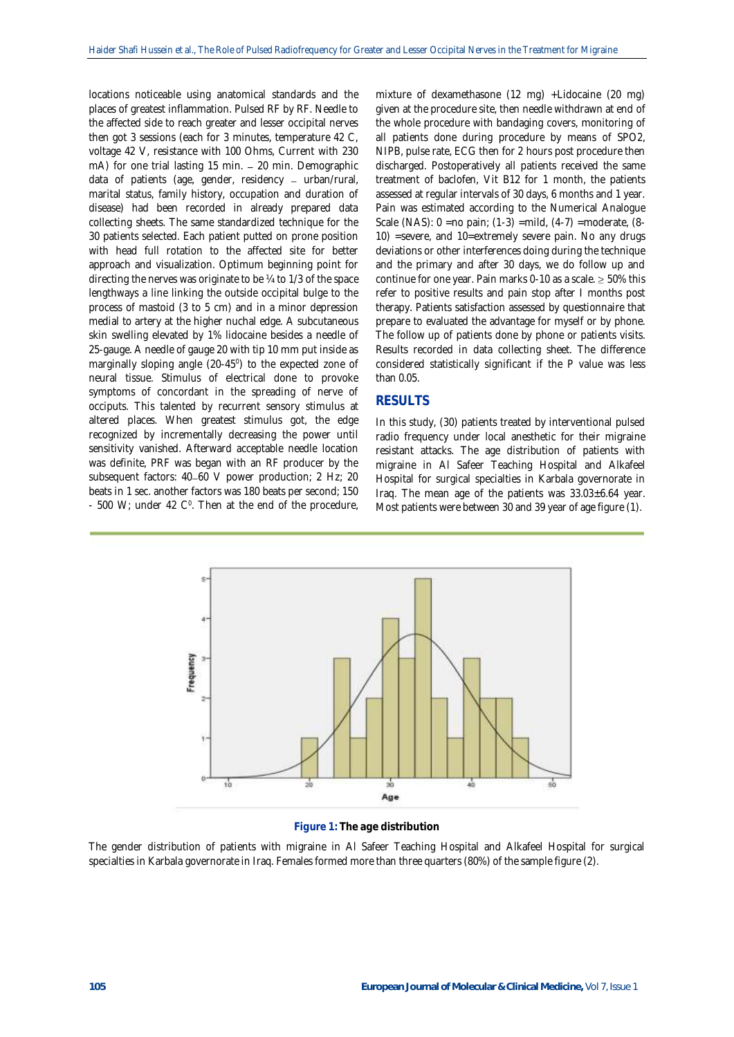locations noticeable using anatomical standards and the places of greatest inflammation. Pulsed RF by RF. Needle to the affected side to reach greater and lesser occipital nerves then got 3 sessions (each for 3 minutes, temperature 42 C, voltage 42 V, resistance with 100 Ohms, Current with 230 mA) for one trial lasting 15 min. – 20 min. Demographic data of patients (age, gender, residency – urban/rural, marital status, family history, occupation and duration of disease) had been recorded in already prepared data collecting sheets. The same standardized technique for the 30 patients selected. Each patient putted on prone position with head full rotation to the affected site for better approach and visualization. Optimum beginning point for directing the nerves was originate to be ¼ to 1/3 of the space lengthways a line linking the outside occipital bulge to the process of mastoid (3 to 5 cm) and in a minor depression medial to artery at the higher nuchal edge. A subcutaneous skin swelling elevated by 1% lidocaine besides a needle of 25-gauge. A needle of gauge 20 with tip 10 mm put inside as marginally sloping angle (20-45$^0$) to the expected zone of neural tissue. Stimulus of electrical done to provoke symptoms of concordant in the spreading of nerve of occiputs. This talented by recurrent sensory stimulus at altered places. When greatest stimulus got, the edge recognized by incrementally decreasing the power until sensitivity vanished. Afterward acceptable needle location was definite, PRF was began with an RF producer by the subsequent factors: 40–60 V power production; 2 Hz; 20 beats in 1 sec. another factors was 180 beats per second; 150 - 500 W; under 42 C$^0$. Then at the end of the procedure, mixture of dexamethasone (12 mg) +Lidocaine (20 mg) given at the procedure site, then needle withdrawn at end of the whole procedure with bandaging covers, monitoring of all patients done during procedure by means of SPO2, NIPB, pulse rate, ECG then for 2 hours post procedure then discharged. Postoperatively all patients received the same treatment of baclofen, Vit B12 for 1 month, the patients assessed at regular intervals of 30 days, 6 months and 1 year. Pain was estimated according to the Numerical Analogue Scale (NAS): 0 =no pain; (1-3) =mild, (4-7) =moderate, (8-10) =severe, and 10=extremely severe pain. No any drugs deviations or other interferences doing during the technique and the primary and after 30 days, we do follow up and continue for one year. Pain marks 0-10 as a scale. ≥ 50% this refer to positive results and pain stop after I months post therapy. Patients satisfaction assessed by questionnaire that prepare to evaluated the advantage for myself or by phone. The follow up of patients done by phone or patients visits. Results recorded in data collecting sheet. The difference considered statistically significant if the P value was less than 0.05.

## RESULTS

In this study, (30) patients treated by interventional pulsed radio frequency under local anesthetic for their migraine resistant attacks. The age distribution of patients with migraine in Al Safeer Teaching Hospital and Alkafeel Hospital for surgical specialties in Karbala governorate in Iraq. The mean age of the patients was 33.03±6.64 year. Most patients were between 30 and 39 year of age figure (1).

**Figure 1: The age distribution**

The gender distribution of patients with migraine in Al Safeer Teaching Hospital and Alkafeel Hospital for surgical specialties in Karbala governorate in Iraq. Females formed more than three quarters (80%) of the sample figure (2).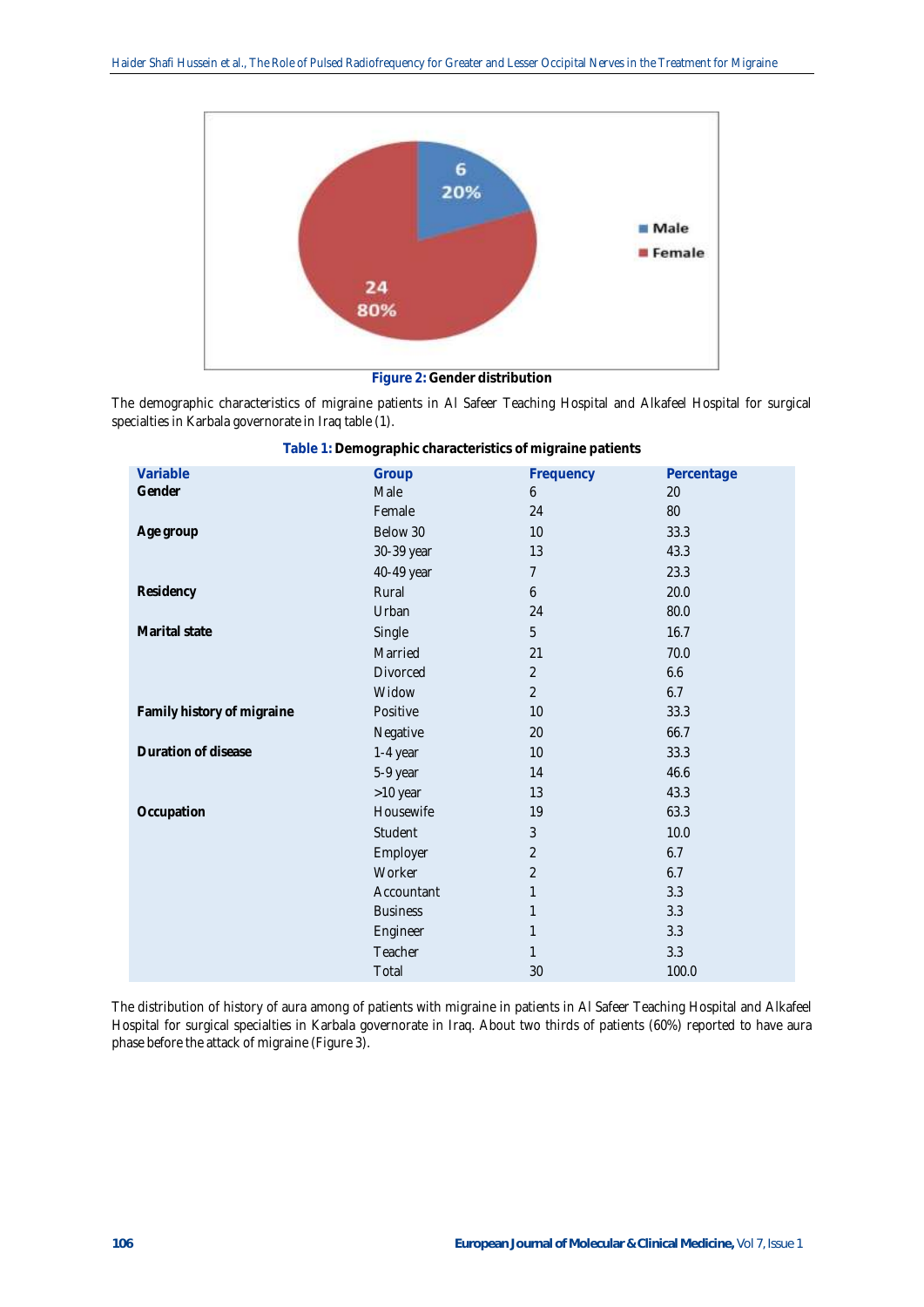Figure 2: Gender distribution

The demographic characteristics of migraine patients in Al Safeer Teaching Hospital and Alkafeel Hospital for surgical specialties in Karbala governorate in Iraq table (1).

**Table 1:** Demographic characteristics of migraine patients

| Variable | Group | Frequency | Percentage |
|---|---|---|---|
| **Gender** | Male | 6 | 20 |
| | Female | 24 | 80 |
| **Age group** | Below 30 | 10 | 33.3 |
| | 30-39 year | 13 | 43.3 |
| | 40-49 year | 7 | 23.3 |
| **Residency** | Rural | 6 | 20.0 |
| | Urban | 24 | 80.0 |
| **Marital state** | Single | 5 | 16.7 |
| | Married | 21 | 70.0 |
| | Divorced | 2 | 6.6 |
| | Widow | 2 | 6.7 |
| **Family history of migraine** | Positive | 10 | 33.3 |
| | Negative | 20 | 66.7 |
| **Duration of disease** | 1-4 year | 10 | 33.3 |
| | 5-9 year | 14 | 46.6 |
| | >10 year | 13 | 43.3 |
| **Occupation** | Housewife | 19 | 63.3 |
| | Student | 3 | 10.0 |
| | Employer | 2 | 6.7 |
| | Worker | 2 | 6.7 |
| | Accountant | 1 | 3.3 |
| | Business | 1 | 3.3 |
| | Engineer | 1 | 3.3 |
| | Teacher | 1 | 3.3 |
| | Total | 30 | 100.0 |

The distribution of history of aura among of patients with migraine in patients in Al Safeer Teaching Hospital and Alkafeel Hospital for surgical specialties in Karbala governorate in Iraq. About two thirds of patients (60%) reported to have aura phase before the attack of migraine (Figure 3).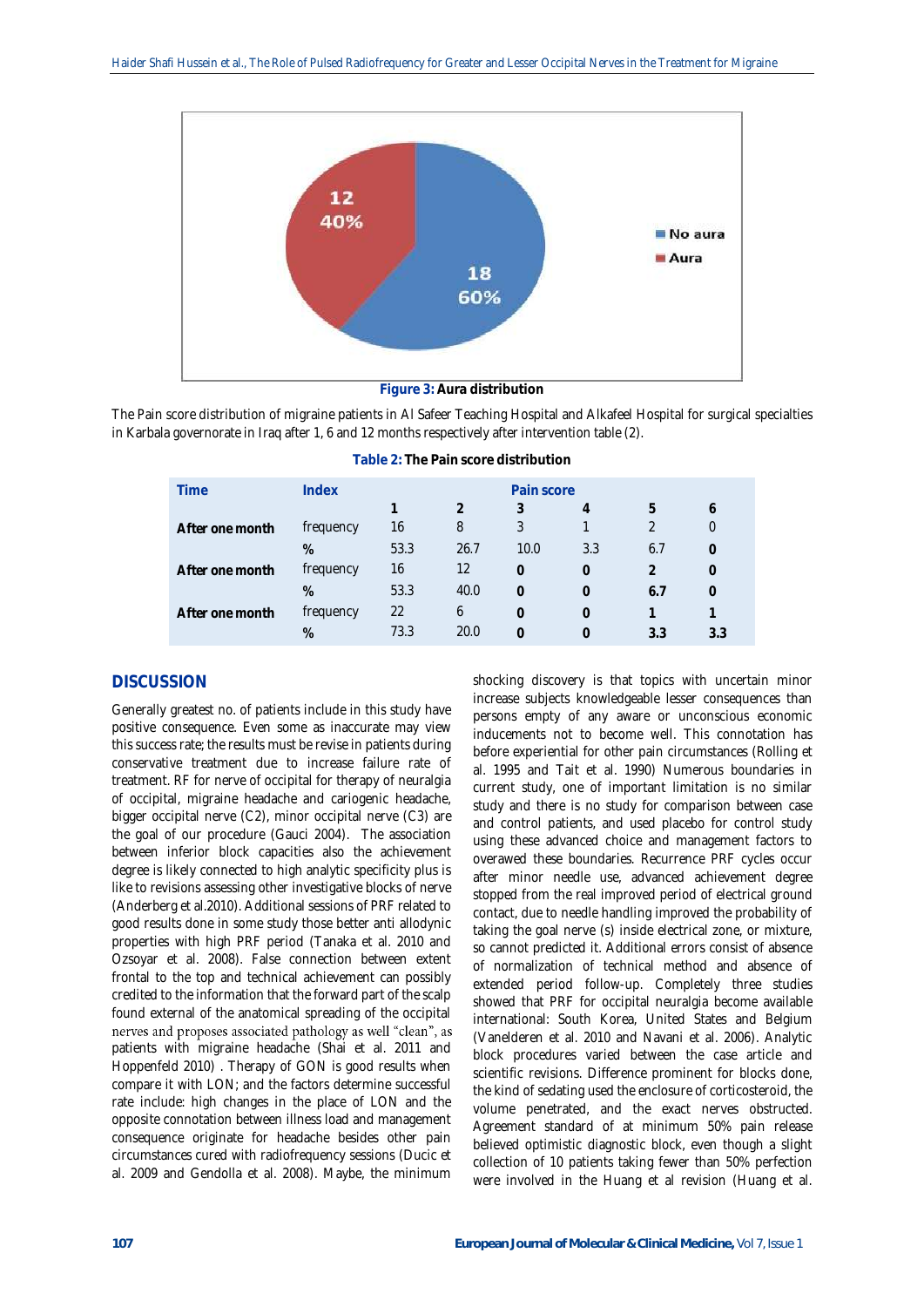Figure 3: Aura distribution

The Pain score distribution of migraine patients in Al Safeer Teaching Hospital and Alkafeel Hospital for surgical specialties in Karbala governorate in Iraq after 1, 6 and 12 months respectively after intervention table (2).

**Table 2: The Pain score distribution**

| Time | Index | Pain score | | | | | |
|---|---|---|---|---|---|---|---|
| | | 1 | 2 | 3 | 4 | 5 | 6 |
| After one month | frequency | 16 | 8 | 3 | 1 | 2 | 0 |
| | % | 53.3 | 26.7 | 10.0 | 3.3 | 6.7 | 0 |
| After one month | frequency | 16 | 12 | 0 | 0 | 2 | 0 |
| | % | 53.3 | 40.0 | 0 | 0 | 6.7 | 0 |
| After one month | frequency | 22 | 6 | 0 | 0 | 1 | 1 |
| | % | 73.3 | 20.0 | 0 | 0 | 3.3 | 3.3 |

## DISCUSSION

Generally greatest no. of patients include in this study have positive consequence. Even some as inaccurate may view this success rate; the results must be revise in patients during conservative treatment due to increase failure rate of treatment. RF for nerve of occipital for therapy of neuralgia of occipital, migraine headache and cariogenic headache, bigger occipital nerve (C2), minor occipital nerve (C3) are the goal of our procedure (Gauci 2004). The association between inferior block capacities also the achievement degree is likely connected to high analytic specificity plus is like to revisions assessing other investigative blocks of nerve (Anderberg et al.2010). Additional sessions of PRF related to good results done in some study those better anti allodynic properties with high PRF period (Tanaka et al. 2010 and Ozsoyar et al. 2008). False connection between extent frontal to the top and technical achievement can possibly credited to the information that the forward part of the scalp found external of the anatomical spreading of the occipital nerves and proposes associated pathology as well "clean", as patients with migraine headache (Shai et al. 2011 and Hoppenfeld 2010) . Therapy of GON is good results when compare it with LON; and the factors determine successful rate include: high changes in the place of LON and the opposite connotation between illness load and management consequence originate for headache besides other pain circumstances cured with radiofrequency sessions (Ducic et al. 2009 and Gendolla et al. 2008). Maybe, the minimum shocking discovery is that topics with uncertain minor increase subjects knowledgeable lesser consequences than persons empty of any aware or unconscious economic inducements not to become well. This connotation has before experiential for other pain circumstances (Rolling et al. 1995 and Tait et al. 1990) Numerous boundaries in current study, one of important limitation is no similar study and there is no study for comparison between case and control patients, and used placebo for control study using these advanced choice and management factors to overawed these boundaries. Recurrence PRF cycles occur after minor needle use, advanced achievement degree stopped from the real improved period of electrical ground contact, due to needle handling improved the probability of taking the goal nerve (s) inside electrical zone, or mixture, so cannot predicted it. Additional errors consist of absence of normalization of technical method and absence of extended period follow-up. Completely three studies showed that PRF for occipital neuralgia become available international: South Korea, United States and Belgium (Vanelderen et al. 2010 and Navani et al. 2006). Analytic block procedures varied between the case article and scientific revisions. Difference prominent for blocks done, the kind of sedating used the enclosure of corticosteroid, the volume penetrated, and the exact nerves obstructed. Agreement standard of at minimum 50% pain release believed optimistic diagnostic block, even though a slight collection of 10 patients taking fewer than 50% perfection were involved in the Huang et al revision (Huang et al.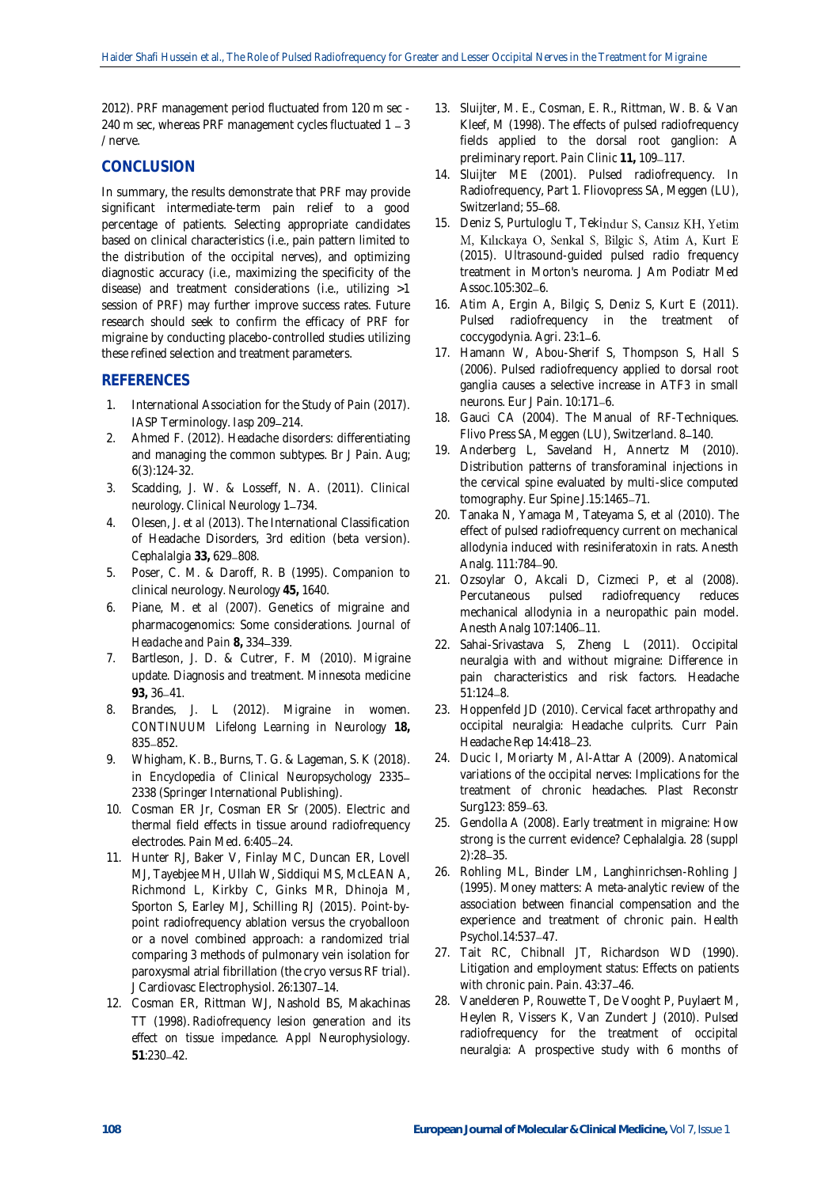2012). PRF management period fluctuated from 120 m sec - 240 m sec, whereas PRF management cycles fluctuated 1 – 3 / nerve.

## CONCLUSION

In summary, the results demonstrate that PRF may provide significant intermediate-term pain relief to a good percentage of patients. Selecting appropriate candidates based on clinical characteristics (i.e., pain pattern limited to the distribution of the occipital nerves), and optimizing diagnostic accuracy (i.e., maximizing the specificity of the disease) and treatment considerations (i.e., utilizing >1 session of PRF) may further improve success rates. Future research should seek to confirm the efficacy of PRF for migraine by conducting placebo-controlled studies utilizing these refined selection and treatment parameters.

## REFERENCES

1. International Association for the Study of Pain (2017). IASP Terminology. *Iasp* 209–214.
2. Ahmed F. (2012). Headache disorders: differentiating and managing the common subtypes. Br J Pain. Aug; 6(3):124-32.
3. Scadding, J. W. & Losseff, N. A. (2011). *Clinical neurology*. *Clinical Neurology* 1–734.
4. Olesen, J. *et al* (2013). The International Classification of Headache Disorders, 3rd edition (beta version). *Cephalalgia* **33,** 629–808.
5. Poser, C. M. & Daroff, R. B (1995). Companion to clinical neurology. *Neurology* **45,** 1640.
6. Piane, M. *et al* (2007). Genetics of migraine and pharmacogenomics: Some considerations. *Journal of Headache and Pain* **8,** 334–339.
7. Bartleson, J. D. & Cutrer, F. M (2010). Migraine update. Diagnosis and treatment. *Minnesota medicine* **93,** 36–41.
8. Brandes, J. L (2012). Migraine in women. *CONTINUUM Lifelong Learning in Neurology* **18,** 835–852.
9. Whigham, K. B., Burns, T. G. & Lageman, S. K (2018). in *Encyclopedia of Clinical Neuropsychology* 2335–2338 (Springer International Publishing).
10. Cosman ER Jr, Cosman ER Sr (2005). Electric and thermal field effects in tissue around radiofrequency electrodes. Pain Med. 6:405–24.
11. Hunter RJ, Baker V, Finlay MC, Duncan ER, Lovell MJ, Tayebjee MH, Ullah W, Siddiqui MS, McLEAN A, Richmond L, Kirkby C, Ginks MR, Dhinoja M, Sporton S, Earley MJ, Schilling RJ (2015). Point-by-point radiofrequency ablation versus the cryoballoon or a novel combined approach: a randomized trial comparing 3 methods of pulmonary vein isolation for paroxysmal atrial fibrillation (the cryo versus RF trial). J Cardiovasc Electrophysiol. 26:1307–14.
12. Cosman ER, Rittman WJ, Nashold BS, Makachinas TT (1998). *Radiofrequency lesion generation and its effect on tissue impedance*. Appl Neurophysiology. **51**:230–42.
13. Sluijter, M. E., Cosman, E. R., Rittman, W. B. & Van Kleef, M (1998). The effects of pulsed radiofrequency fields applied to the dorsal root ganglion: A preliminary report. *Pain Clinic* **11,** 109–117.
14. Sluijter ME (2001). Pulsed radiofrequency. In Radiofrequency, Part 1. Fliovopress SA, Meggen (LU), Switzerland; 55–68.
15. Deniz S, Purtuloglu T, Tekindur S, Cansız KH, Yetim M, Kılıckaya O, Senkal S, Bilgic S, Atim A, Kurt E (2015). Ultrasound-guided pulsed radio frequency treatment in Morton's neuroma. J Am Podiatr Med Assoc.105:302–6.
16. Atim A, Ergin A, Bilgiç S, Deniz S, Kurt E (2011). Pulsed radiofrequency in the treatment of coccygodynia. Agri. 23:1–6.
17. Hamann W, Abou-Sherif S, Thompson S, Hall S (2006). Pulsed radiofrequency applied to dorsal root ganglia causes a selective increase in ATF3 in small neurons. Eur J Pain. 10:171–6.
18. Gauci CA (2004). The Manual of RF-Techniques. Flivo Press SA, Meggen (LU), Switzerland. 8–140.
19. Anderberg L, Saveland H, Annertz M (2010). Distribution patterns of transforaminal injections in the cervical spine evaluated by multi-slice computed tomography. Eur Spine J.15:1465–71.
20. Tanaka N, Yamaga M, Tateyama S, et al (2010). The effect of pulsed radiofrequency current on mechanical allodynia induced with resiniferatoxin in rats. Anesth Analg. 111:784–90.
21. Ozsoylar O, Akcali D, Cizmeci P, et al (2008). Percutaneous pulsed radiofrequency reduces mechanical allodynia in a neuropathic pain model. Anesth Analg 107:1406–11.
22. Sahai-Srivastava S, Zheng L (2011). Occipital neuralgia with and without migraine: Difference in pain characteristics and risk factors. Headache 51:124–8.
23. Hoppenfeld JD (2010). Cervical facet arthropathy and occipital neuralgia: Headache culprits. Curr Pain Headache Rep 14:418–23.
24. Ducic I, Moriarty M, Al-Attar A (2009). Anatomical variations of the occipital nerves: Implications for the treatment of chronic headaches. Plast Reconstr Surg123: 859–63.
25. Gendolla A (2008). Early treatment in migraine: How strong is the current evidence? Cephalalgia. 28 (suppl 2):28–35.
26. Rohling ML, Binder LM, Langhinrichsen-Rohling J (1995). Money matters: A meta-analytic review of the association between financial compensation and the experience and treatment of chronic pain. Health Psychol.14:537–47.
27. Tait RC, Chibnall JT, Richardson WD (1990). Litigation and employment status: Effects on patients with chronic pain. Pain. 43:37–46.
28. Vanelderen P, Rouwette T, De Vooght P, Puylaert M, Heylen R, Vissers K, Van Zundert J (2010). Pulsed radiofrequency for the treatment of occipital neuralgia: A prospective study with 6 months of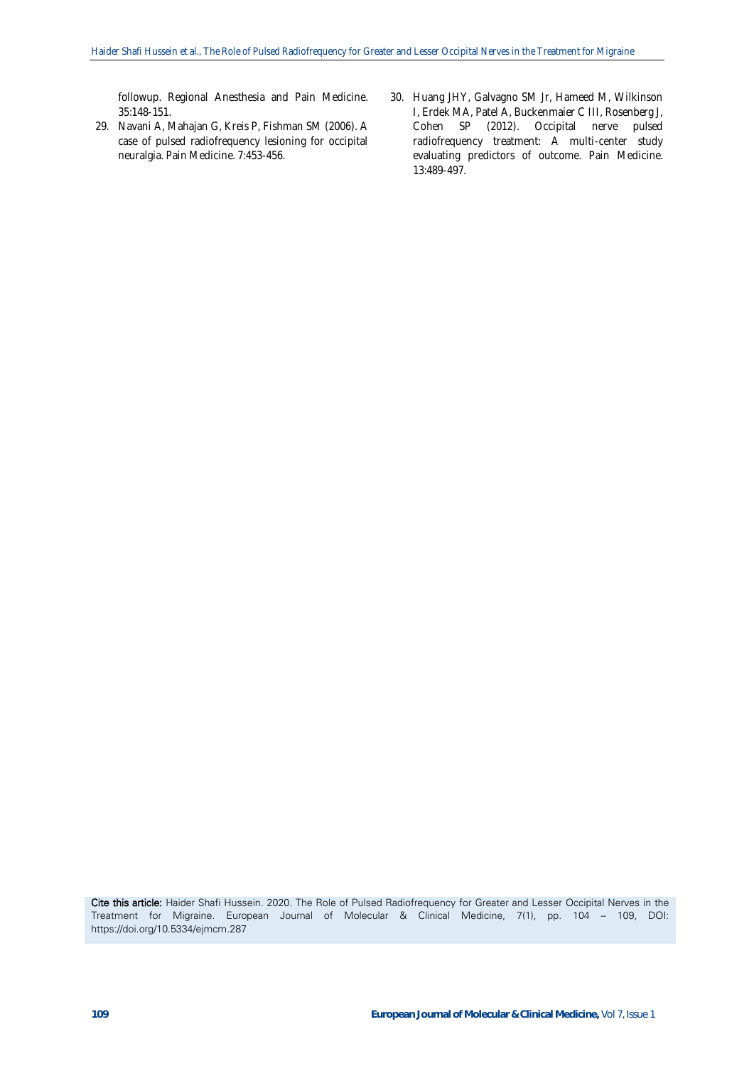followup. Regional Anesthesia and Pain Medicine. 35:148-151.

29. Navani A, Mahajan G, Kreis P, Fishman SM (2006). A case of pulsed radiofrequency lesioning for occipital neuralgia. Pain Medicine. 7:453-456.

30. Huang JHY, Galvagno SM Jr, Hameed M, Wilkinson I, Erdek MA, Patel A, Buckenmaier C III, Rosenberg J, Cohen SP (2012). Occipital nerve pulsed radiofrequency treatment: A multi-center study evaluating predictors of outcome. Pain Medicine. 13:489-497.

**Cite this article:** Haider Shafi Hussein. 2020. The Role of Pulsed Radiofrequency for Greater and Lesser Occipital Nerves in the Treatment for Migraine. European Journal of Molecular & Clinical Medicine, 7(1), pp. 104 – 109, DOI: https://doi.org/10.5334/ejmcm.287